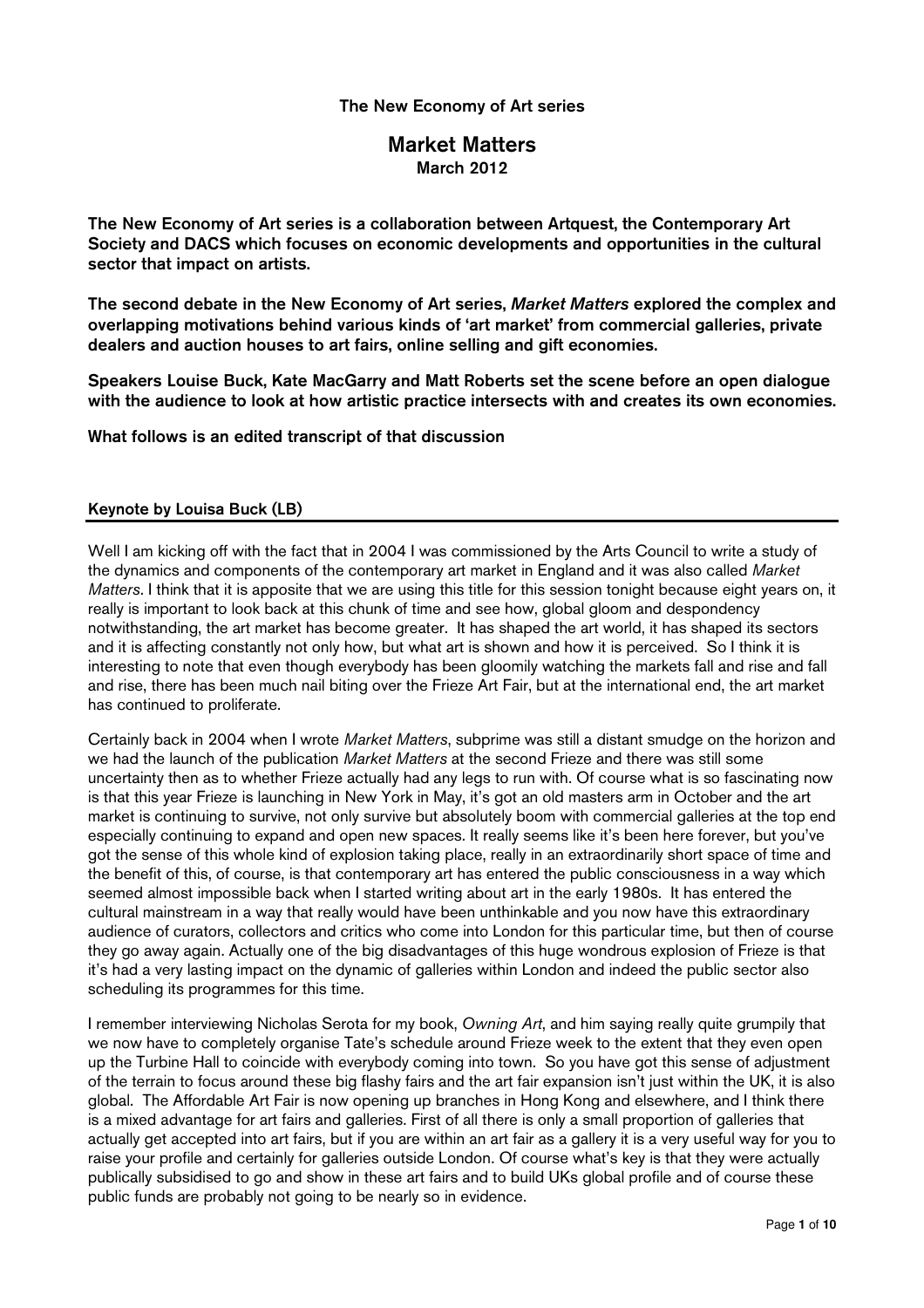The New Economy of Art series

# Market Matters

**March 2012**

**The New Economy of Art series is a collaboration between Artquest, the Contemporary Art Society and DACS which focuses on economic developments and opportunities in the cultural sector that impact on artists.**

**The second debate in the New Economy of Art series, *Market Matters* explored the complex and overlapping motivations behind various kinds of 'art market' from commercial galleries, private dealers and auction houses to art fairs, online selling and gift economies.**

**Speakers Louise Buck, Kate MacGarry and Matt Roberts set the scene before an open dialogue with the audience to look at how artistic practice intersects with and creates its own economies.**

**What follows is an edited transcript of that discussion**

## Keynote by Louisa Buck (LB)

Well I am kicking off with the fact that in 2004 I was commissioned by the Arts Council to write a study of the dynamics and components of the contemporary art market in England and it was also called *Market Matters*. I think that it is apposite that we are using this title for this session tonight because eight years on, it really is important to look back at this chunk of time and see how, global gloom and despondency notwithstanding, the art market has become greater. It has shaped the art world, it has shaped its sectors and it is affecting constantly not only how, but what art is shown and how it is perceived. So I think it is interesting to note that even though everybody has been gloomily watching the markets fall and rise and fall and rise, there has been much nail biting over the Frieze Art Fair, but at the international end, the art market has continued to proliferate.

Certainly back in 2004 when I wrote *Market Matters*, subprime was still a distant smudge on the horizon and we had the launch of the publication *Market Matters* at the second Frieze and there was still some uncertainty then as to whether Frieze actually had any legs to run with. Of course what is so fascinating now is that this year Frieze is launching in New York in May, it's got an old masters arm in October and the art market is continuing to survive, not only survive but absolutely boom with commercial galleries at the top end especially continuing to expand and open new spaces. It really seems like it's been here forever, but you've got the sense of this whole kind of explosion taking place, really in an extraordinarily short space of time and the benefit of this, of course, is that contemporary art has entered the public consciousness in a way which seemed almost impossible back when I started writing about art in the early 1980s. It has entered the cultural mainstream in a way that really would have been unthinkable and you now have this extraordinary audience of curators, collectors and critics who come into London for this particular time, but then of course they go away again. Actually one of the big disadvantages of this huge wondrous explosion of Frieze is that it's had a very lasting impact on the dynamic of galleries within London and indeed the public sector also scheduling its programmes for this time.

I remember interviewing Nicholas Serota for my book, *Owning Art*, and him saying really quite grumpily that we now have to completely organise Tate's schedule around Frieze week to the extent that they even open up the Turbine Hall to coincide with everybody coming into town. So you have got this sense of adjustment of the terrain to focus around these big flashy fairs and the art fair expansion isn't just within the UK, it is also global. The Affordable Art Fair is now opening up branches in Hong Kong and elsewhere, and I think there is a mixed advantage for art fairs and galleries. First of all there is only a small proportion of galleries that actually get accepted into art fairs, but if you are within an art fair as a gallery it is a very useful way for you to raise your profile and certainly for galleries outside London. Of course what's key is that they were actually publically subsidised to go and show in these art fairs and to build UKs global profile and of course these public funds are probably not going to be nearly so in evidence.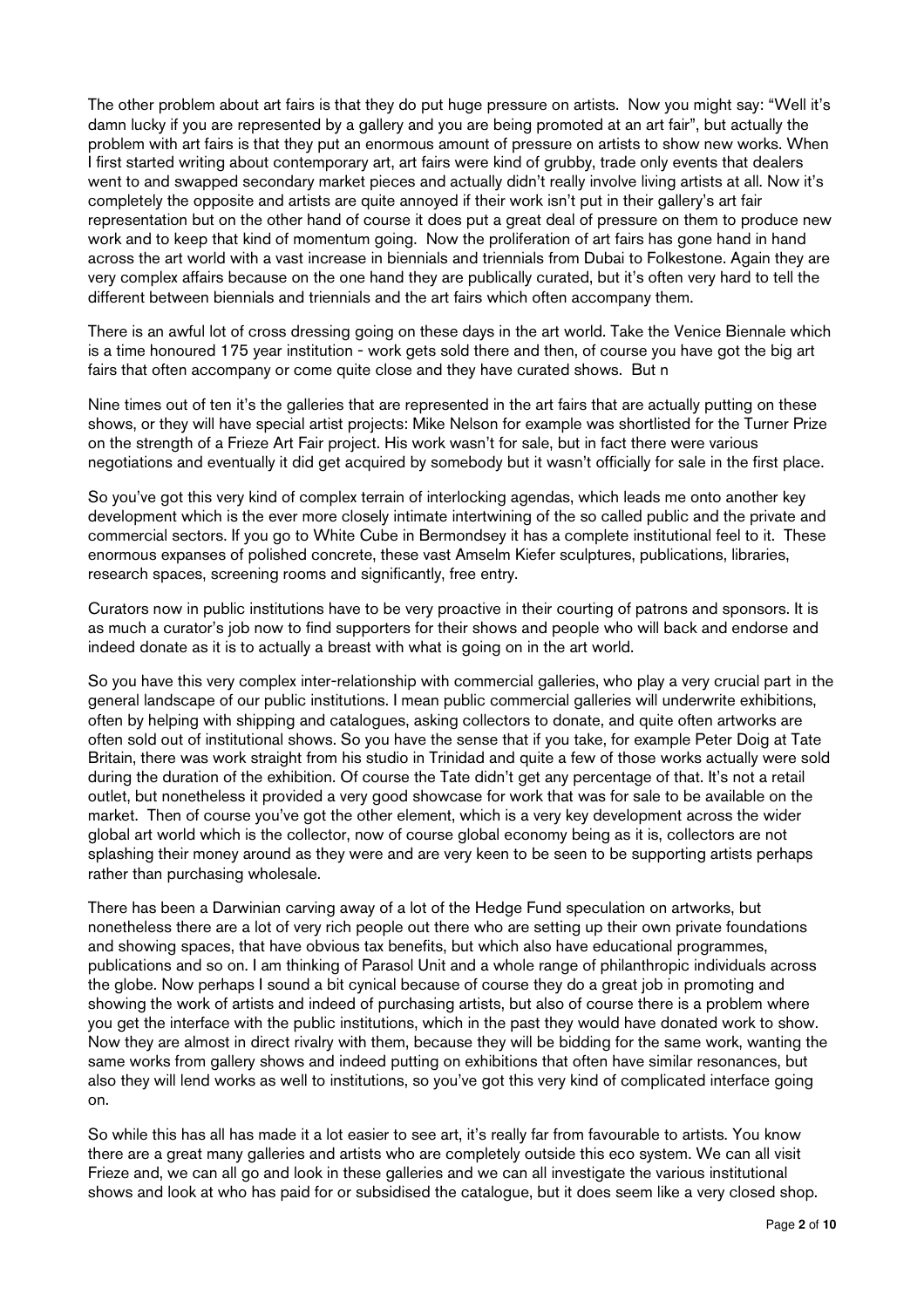The other problem about art fairs is that they do put huge pressure on artists. Now you might say: "Well it's damn lucky if you are represented by a gallery and you are being promoted at an art fair", but actually the problem with art fairs is that they put an enormous amount of pressure on artists to show new works. When I first started writing about contemporary art, art fairs were kind of grubby, trade only events that dealers went to and swapped secondary market pieces and actually didn't really involve living artists at all. Now it's completely the opposite and artists are quite annoyed if their work isn't put in their gallery's art fair representation but on the other hand of course it does put a great deal of pressure on them to produce new work and to keep that kind of momentum going. Now the proliferation of art fairs has gone hand in hand across the art world with a vast increase in biennials and triennials from Dubai to Folkestone. Again they are very complex affairs because on the one hand they are publically curated, but it's often very hard to tell the different between biennials and triennials and the art fairs which often accompany them.

There is an awful lot of cross dressing going on these days in the art world. Take the Venice Biennale which is a time honoured 175 year institution - work gets sold there and then, of course you have got the big art fairs that often accompany or come quite close and they have curated shows. But n

Nine times out of ten it's the galleries that are represented in the art fairs that are actually putting on these shows, or they will have special artist projects: Mike Nelson for example was shortlisted for the Turner Prize on the strength of a Frieze Art Fair project. His work wasn't for sale, but in fact there were various negotiations and eventually it did get acquired by somebody but it wasn't officially for sale in the first place.

So you've got this very kind of complex terrain of interlocking agendas, which leads me onto another key development which is the ever more closely intimate intertwining of the so called public and the private and commercial sectors. If you go to White Cube in Bermondsey it has a complete institutional feel to it. These enormous expanses of polished concrete, these vast Amselm Kiefer sculptures, publications, libraries, research spaces, screening rooms and significantly, free entry.

Curators now in public institutions have to be very proactive in their courting of patrons and sponsors. It is as much a curator's job now to find supporters for their shows and people who will back and endorse and indeed donate as it is to actually a breast with what is going on in the art world.

So you have this very complex inter-relationship with commercial galleries, who play a very crucial part in the general landscape of our public institutions. I mean public commercial galleries will underwrite exhibitions, often by helping with shipping and catalogues, asking collectors to donate, and quite often artworks are often sold out of institutional shows. So you have the sense that if you take, for example Peter Doig at Tate Britain, there was work straight from his studio in Trinidad and quite a few of those works actually were sold during the duration of the exhibition. Of course the Tate didn't get any percentage of that. It's not a retail outlet, but nonetheless it provided a very good showcase for work that was for sale to be available on the market. Then of course you've got the other element, which is a very key development across the wider global art world which is the collector, now of course global economy being as it is, collectors are not splashing their money around as they were and are very keen to be seen to be supporting artists perhaps rather than purchasing wholesale.

There has been a Darwinian carving away of a lot of the Hedge Fund speculation on artworks, but nonetheless there are a lot of very rich people out there who are setting up their own private foundations and showing spaces, that have obvious tax benefits, but which also have educational programmes, publications and so on. I am thinking of Parasol Unit and a whole range of philanthropic individuals across the globe. Now perhaps I sound a bit cynical because of course they do a great job in promoting and showing the work of artists and indeed of purchasing artists, but also of course there is a problem where you get the interface with the public institutions, which in the past they would have donated work to show. Now they are almost in direct rivalry with them, because they will be bidding for the same work, wanting the same works from gallery shows and indeed putting on exhibitions that often have similar resonances, but also they will lend works as well to institutions, so you've got this very kind of complicated interface going on.

So while this has all has made it a lot easier to see art, it's really far from favourable to artists. You know there are a great many galleries and artists who are completely outside this eco system. We can all visit Frieze and, we can all go and look in these galleries and we can all investigate the various institutional shows and look at who has paid for or subsidised the catalogue, but it does seem like a very closed shop.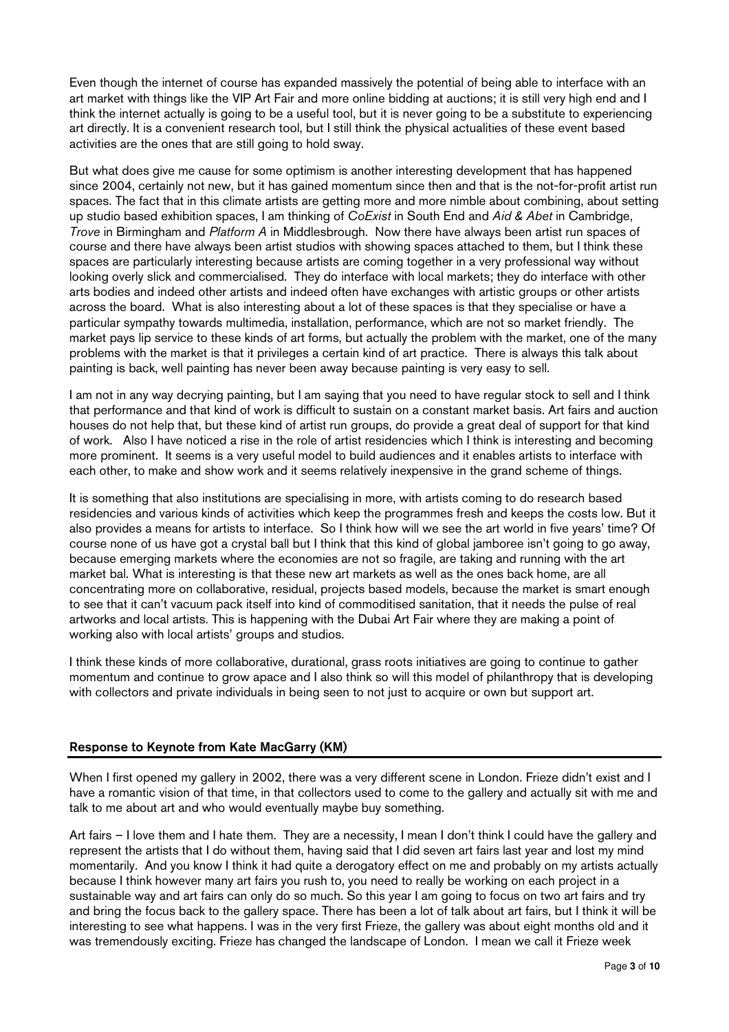Even though the internet of course has expanded massively the potential of being able to interface with an art market with things like the VIP Art Fair and more online bidding at auctions; it is still very high end and I think the internet actually is going to be a useful tool, but it is never going to be a substitute to experiencing art directly. It is a convenient research tool, but I still think the physical actualities of these event based activities are the ones that are still going to hold sway.

But what does give me cause for some optimism is another interesting development that has happened since 2004, certainly not new, but it has gained momentum since then and that is the not-for-profit artist run spaces. The fact that in this climate artists are getting more and more nimble about combining, about setting up studio based exhibition spaces, I am thinking of *CoExist* in South End and *Aid & Abet* in Cambridge, *Trove* in Birmingham and *Platform A* in Middlesbrough. Now there have always been artist run spaces of course and there have always been artist studios with showing spaces attached to them, but I think these spaces are particularly interesting because artists are coming together in a very professional way without looking overly slick and commercialised. They do interface with local markets; they do interface with other arts bodies and indeed other artists and indeed often have exchanges with artistic groups or other artists across the board. What is also interesting about a lot of these spaces is that they specialise or have a particular sympathy towards multimedia, installation, performance, which are not so market friendly. The market pays lip service to these kinds of art forms, but actually the problem with the market, one of the many problems with the market is that it privileges a certain kind of art practice. There is always this talk about painting is back, well painting has never been away because painting is very easy to sell.

I am not in any way decrying painting, but I am saying that you need to have regular stock to sell and I think that performance and that kind of work is difficult to sustain on a constant market basis. Art fairs and auction houses do not help that, but these kind of artist run groups, do provide a great deal of support for that kind of work. Also I have noticed a rise in the role of artist residencies which I think is interesting and becoming more prominent. It seems is a very useful model to build audiences and it enables artists to interface with each other, to make and show work and it seems relatively inexpensive in the grand scheme of things.

It is something that also institutions are specialising in more, with artists coming to do research based residencies and various kinds of activities which keep the programmes fresh and keeps the costs low. But it also provides a means for artists to interface. So I think how will we see the art world in five years' time? Of course none of us have got a crystal ball but I think that this kind of global jamboree isn't going to go away, because emerging markets where the economies are not so fragile, are taking and running with the art market bal. What is interesting is that these new art markets as well as the ones back home, are all concentrating more on collaborative, residual, projects based models, because the market is smart enough to see that it can't vacuum pack itself into kind of commoditised sanitation, that it needs the pulse of real artworks and local artists. This is happening with the Dubai Art Fair where they are making a point of working also with local artists' groups and studios.

I think these kinds of more collaborative, durational, grass roots initiatives are going to continue to gather momentum and continue to grow apace and I also think so will this model of philanthropy that is developing with collectors and private individuals in being seen to not just to acquire or own but support art.

## Response to Keynote from Kate MacGarry (KM)

When I first opened my gallery in 2002, there was a very different scene in London. Frieze didn't exist and I have a romantic vision of that time, in that collectors used to come to the gallery and actually sit with me and talk to me about art and who would eventually maybe buy something.

Art fairs – I love them and I hate them. They are a necessity, I mean I don't think I could have the gallery and represent the artists that I do without them, having said that I did seven art fairs last year and lost my mind momentarily. And you know I think it had quite a derogatory effect on me and probably on my artists actually because I think however many art fairs you rush to, you need to really be working on each project in a sustainable way and art fairs can only do so much. So this year I am going to focus on two art fairs and try and bring the focus back to the gallery space. There has been a lot of talk about art fairs, but I think it will be interesting to see what happens. I was in the very first Frieze, the gallery was about eight months old and it was tremendously exciting. Frieze has changed the landscape of London. I mean we call it Frieze week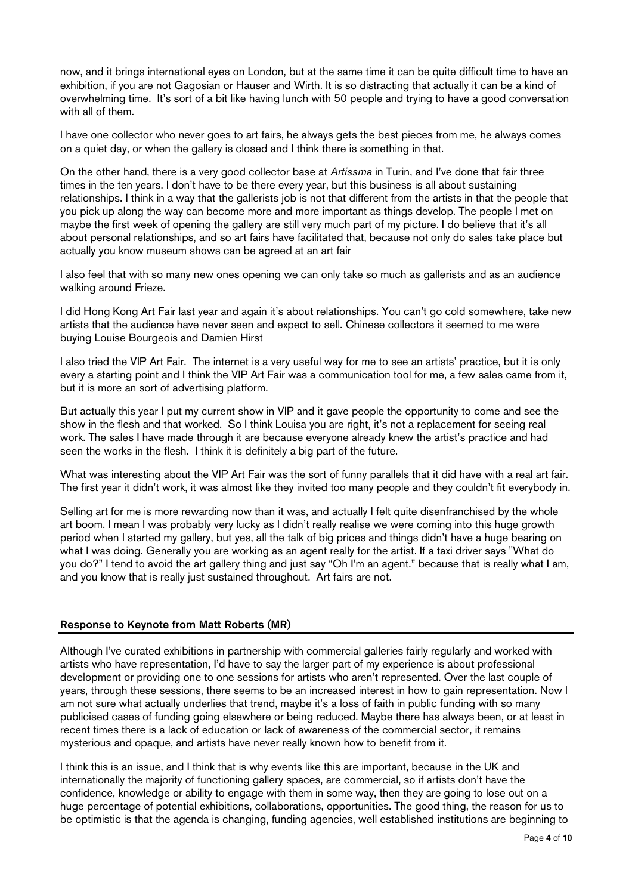now, and it brings international eyes on London, but at the same time it can be quite difficult time to have an exhibition, if you are not Gagosian or Hauser and Wirth. It is so distracting that actually it can be a kind of overwhelming time. It's sort of a bit like having lunch with 50 people and trying to have a good conversation with all of them.

I have one collector who never goes to art fairs, he always gets the best pieces from me, he always comes on a quiet day, or when the gallery is closed and I think there is something in that.

On the other hand, there is a very good collector base at *Artissma* in Turin, and I've done that fair three times in the ten years. I don't have to be there every year, but this business is all about sustaining relationships. I think in a way that the gallerists job is not that different from the artists in that the people that you pick up along the way can become more and more important as things develop. The people I met on maybe the first week of opening the gallery are still very much part of my picture. I do believe that it's all about personal relationships, and so art fairs have facilitated that, because not only do sales take place but actually you know museum shows can be agreed at an art fair

I also feel that with so many new ones opening we can only take so much as gallerists and as an audience walking around Frieze.

I did Hong Kong Art Fair last year and again it's about relationships. You can't go cold somewhere, take new artists that the audience have never seen and expect to sell. Chinese collectors it seemed to me were buying Louise Bourgeois and Damien Hirst

I also tried the VIP Art Fair. The internet is a very useful way for me to see an artists' practice, but it is only every a starting point and I think the VIP Art Fair was a communication tool for me, a few sales came from it, but it is more an sort of advertising platform.

But actually this year I put my current show in VIP and it gave people the opportunity to come and see the show in the flesh and that worked. So I think Louisa you are right, it's not a replacement for seeing real work. The sales I have made through it are because everyone already knew the artist's practice and had seen the works in the flesh. I think it is definitely a big part of the future.

What was interesting about the VIP Art Fair was the sort of funny parallels that it did have with a real art fair. The first year it didn't work, it was almost like they invited too many people and they couldn't fit everybody in.

Selling art for me is more rewarding now than it was, and actually I felt quite disenfranchised by the whole art boom. I mean I was probably very lucky as I didn't really realise we were coming into this huge growth period when I started my gallery, but yes, all the talk of big prices and things didn't have a huge bearing on what I was doing. Generally you are working as an agent really for the artist. If a taxi driver says "What do you do?" I tend to avoid the art gallery thing and just say "Oh I'm an agent." because that is really what I am, and you know that is really just sustained throughout. Art fairs are not.

## Response to Keynote from Matt Roberts (MR)

Although I've curated exhibitions in partnership with commercial galleries fairly regularly and worked with artists who have representation, I'd have to say the larger part of my experience is about professional development or providing one to one sessions for artists who aren't represented. Over the last couple of years, through these sessions, there seems to be an increased interest in how to gain representation. Now I am not sure what actually underlies that trend, maybe it's a loss of faith in public funding with so many publicised cases of funding going elsewhere or being reduced. Maybe there has always been, or at least in recent times there is a lack of education or lack of awareness of the commercial sector, it remains mysterious and opaque, and artists have never really known how to benefit from it.

I think this is an issue, and I think that is why events like this are important, because in the UK and internationally the majority of functioning gallery spaces, are commercial, so if artists don't have the confidence, knowledge or ability to engage with them in some way, then they are going to lose out on a huge percentage of potential exhibitions, collaborations, opportunities. The good thing, the reason for us to be optimistic is that the agenda is changing, funding agencies, well established institutions are beginning to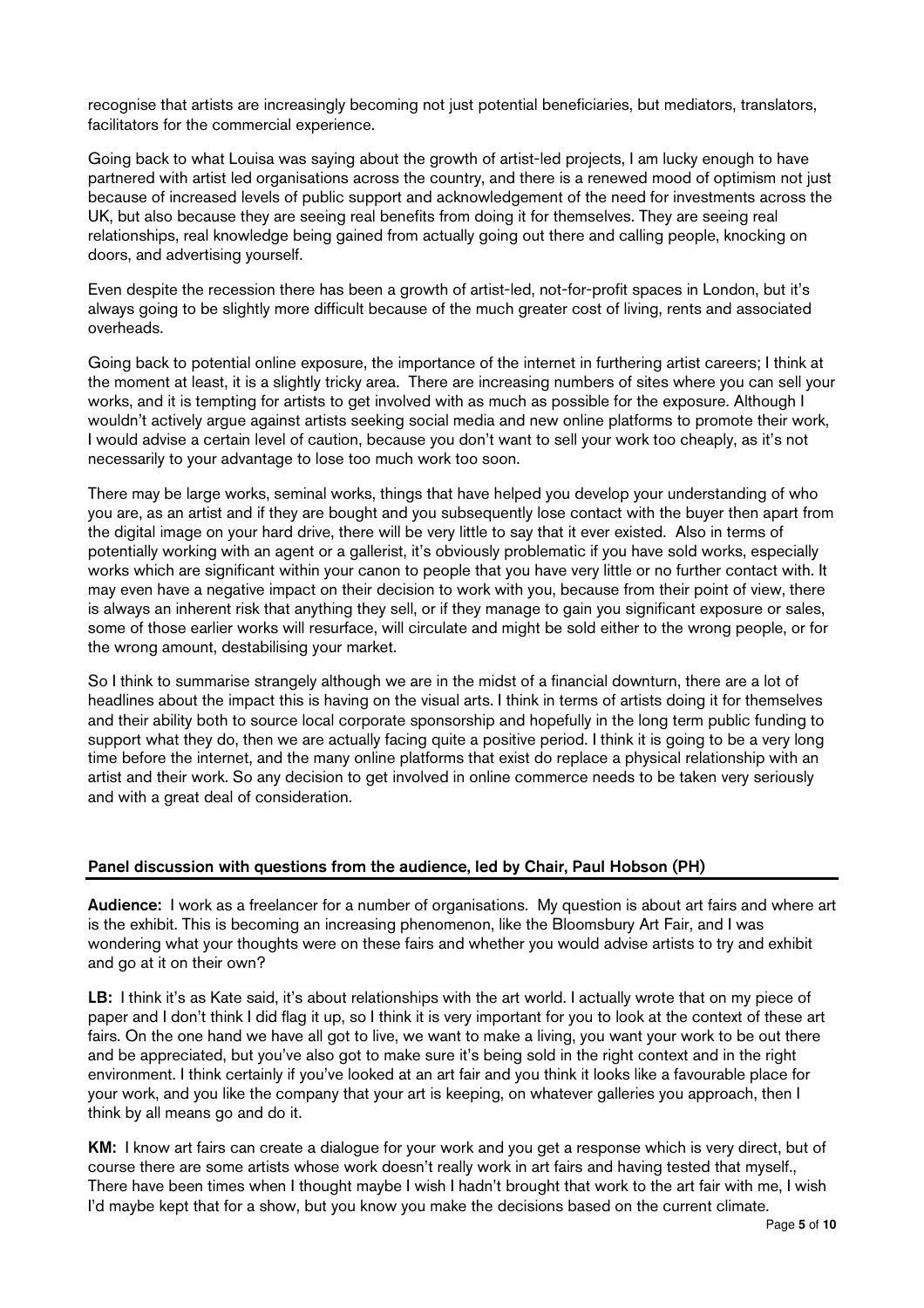recognise that artists are increasingly becoming not just potential beneficiaries, but mediators, translators, facilitators for the commercial experience.

Going back to what Louisa was saying about the growth of artist-led projects, I am lucky enough to have partnered with artist led organisations across the country, and there is a renewed mood of optimism not just because of increased levels of public support and acknowledgement of the need for investments across the UK, but also because they are seeing real benefits from doing it for themselves. They are seeing real relationships, real knowledge being gained from actually going out there and calling people, knocking on doors, and advertising yourself.

Even despite the recession there has been a growth of artist-led, not-for-profit spaces in London, but it's always going to be slightly more difficult because of the much greater cost of living, rents and associated overheads.

Going back to potential online exposure, the importance of the internet in furthering artist careers; I think at the moment at least, it is a slightly tricky area. There are increasing numbers of sites where you can sell your works, and it is tempting for artists to get involved with as much as possible for the exposure. Although I wouldn't actively argue against artists seeking social media and new online platforms to promote their work, I would advise a certain level of caution, because you don't want to sell your work too cheaply, as it's not necessarily to your advantage to lose too much work too soon.

There may be large works, seminal works, things that have helped you develop your understanding of who you are, as an artist and if they are bought and you subsequently lose contact with the buyer then apart from the digital image on your hard drive, there will be very little to say that it ever existed. Also in terms of potentially working with an agent or a gallerist, it's obviously problematic if you have sold works, especially works which are significant within your canon to people that you have very little or no further contact with. It may even have a negative impact on their decision to work with you, because from their point of view, there is always an inherent risk that anything they sell, or if they manage to gain you significant exposure or sales, some of those earlier works will resurface, will circulate and might be sold either to the wrong people, or for the wrong amount, destabilising your market.

So I think to summarise strangely although we are in the midst of a financial downturn, there are a lot of headlines about the impact this is having on the visual arts. I think in terms of artists doing it for themselves and their ability both to source local corporate sponsorship and hopefully in the long term public funding to support what they do, then we are actually facing quite a positive period. I think it is going to be a very long time before the internet, and the many online platforms that exist do replace a physical relationship with an artist and their work. So any decision to get involved in online commerce needs to be taken very seriously and with a great deal of consideration.

## Panel discussion with questions from the audience, led by Chair, Paul Hobson (PH)

**Audience:** I work as a freelancer for a number of organisations. My question is about art fairs and where art is the exhibit. This is becoming an increasing phenomenon, like the Bloomsbury Art Fair, and I was wondering what your thoughts were on these fairs and whether you would advise artists to try and exhibit and go at it on their own?

**LB:** I think it's as Kate said, it's about relationships with the art world. I actually wrote that on my piece of paper and I don't think I did flag it up, so I think it is very important for you to look at the context of these art fairs. On the one hand we have all got to live, we want to make a living, you want your work to be out there and be appreciated, but you've also got to make sure it's being sold in the right context and in the right environment. I think certainly if you've looked at an art fair and you think it looks like a favourable place for your work, and you like the company that your art is keeping, on whatever galleries you approach, then I think by all means go and do it.

**KM:** I know art fairs can create a dialogue for your work and you get a response which is very direct, but of course there are some artists whose work doesn't really work in art fairs and having tested that myself., There have been times when I thought maybe I wish I hadn't brought that work to the art fair with me, I wish I'd maybe kept that for a show, but you know you make the decisions based on the current climate.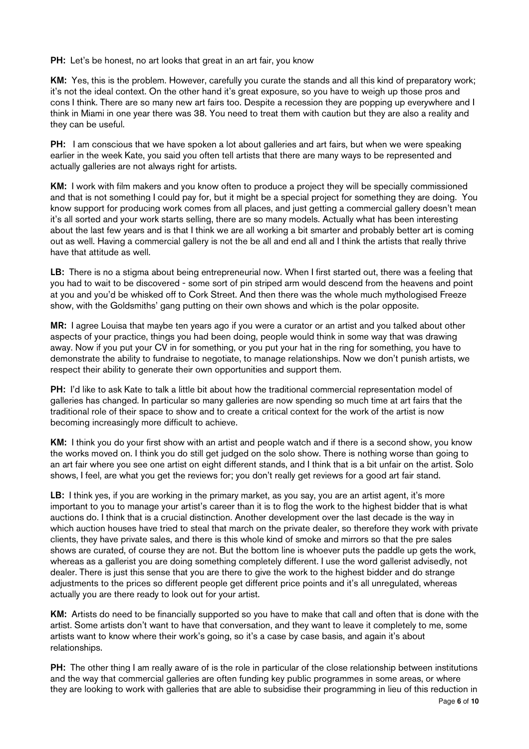**PH:** Let's be honest, no art looks that great in an art fair, you know

**KM:** Yes, this is the problem. However, carefully you curate the stands and all this kind of preparatory work; it's not the ideal context. On the other hand it's great exposure, so you have to weigh up those pros and cons I think. There are so many new art fairs too. Despite a recession they are popping up everywhere and I think in Miami in one year there was 38. You need to treat them with caution but they are also a reality and they can be useful.

**PH:** I am conscious that we have spoken a lot about galleries and art fairs, but when we were speaking earlier in the week Kate, you said you often tell artists that there are many ways to be represented and actually galleries are not always right for artists.

**KM:** I work with film makers and you know often to produce a project they will be specially commissioned and that is not something I could pay for, but it might be a special project for something they are doing. You know support for producing work comes from all places, and just getting a commercial gallery doesn't mean it's all sorted and your work starts selling, there are so many models. Actually what has been interesting about the last few years and is that I think we are all working a bit smarter and probably better art is coming out as well. Having a commercial gallery is not the be all and end all and I think the artists that really thrive have that attitude as well.

**LB:** There is no a stigma about being entrepreneurial now. When I first started out, there was a feeling that you had to wait to be discovered - some sort of pin striped arm would descend from the heavens and point at you and you'd be whisked off to Cork Street. And then there was the whole much mythologised Freeze show, with the Goldsmiths' gang putting on their own shows and which is the polar opposite.

**MR:** I agree Louisa that maybe ten years ago if you were a curator or an artist and you talked about other aspects of your practice, things you had been doing, people would think in some way that was drawing away. Now if you put your CV in for something, or you put your hat in the ring for something, you have to demonstrate the ability to fundraise to negotiate, to manage relationships. Now we don't punish artists, we respect their ability to generate their own opportunities and support them.

**PH:** I'd like to ask Kate to talk a little bit about how the traditional commercial representation model of galleries has changed. In particular so many galleries are now spending so much time at art fairs that the traditional role of their space to show and to create a critical context for the work of the artist is now becoming increasingly more difficult to achieve.

**KM:** I think you do your first show with an artist and people watch and if there is a second show, you know the works moved on. I think you do still get judged on the solo show. There is nothing worse than going to an art fair where you see one artist on eight different stands, and I think that is a bit unfair on the artist. Solo shows, I feel, are what you get the reviews for; you don't really get reviews for a good art fair stand.

**LB:** I think yes, if you are working in the primary market, as you say, you are an artist agent, it's more important to you to manage your artist's career than it is to flog the work to the highest bidder that is what auctions do. I think that is a crucial distinction. Another development over the last decade is the way in which auction houses have tried to steal that march on the private dealer, so therefore they work with private clients, they have private sales, and there is this whole kind of smoke and mirrors so that the pre sales shows are curated, of course they are not. But the bottom line is whoever puts the paddle up gets the work, whereas as a gallerist you are doing something completely different. I use the word gallerist advisedly, not dealer. There is just this sense that you are there to give the work to the highest bidder and do strange adjustments to the prices so different people get different price points and it's all unregulated, whereas actually you are there ready to look out for your artist.

**KM:** Artists do need to be financially supported so you have to make that call and often that is done with the artist. Some artists don't want to have that conversation, and they want to leave it completely to me, some artists want to know where their work's going, so it's a case by case basis, and again it's about relationships.

**PH:** The other thing I am really aware of is the role in particular of the close relationship between institutions and the way that commercial galleries are often funding key public programmes in some areas, or where they are looking to work with galleries that are able to subsidise their programming in lieu of this reduction in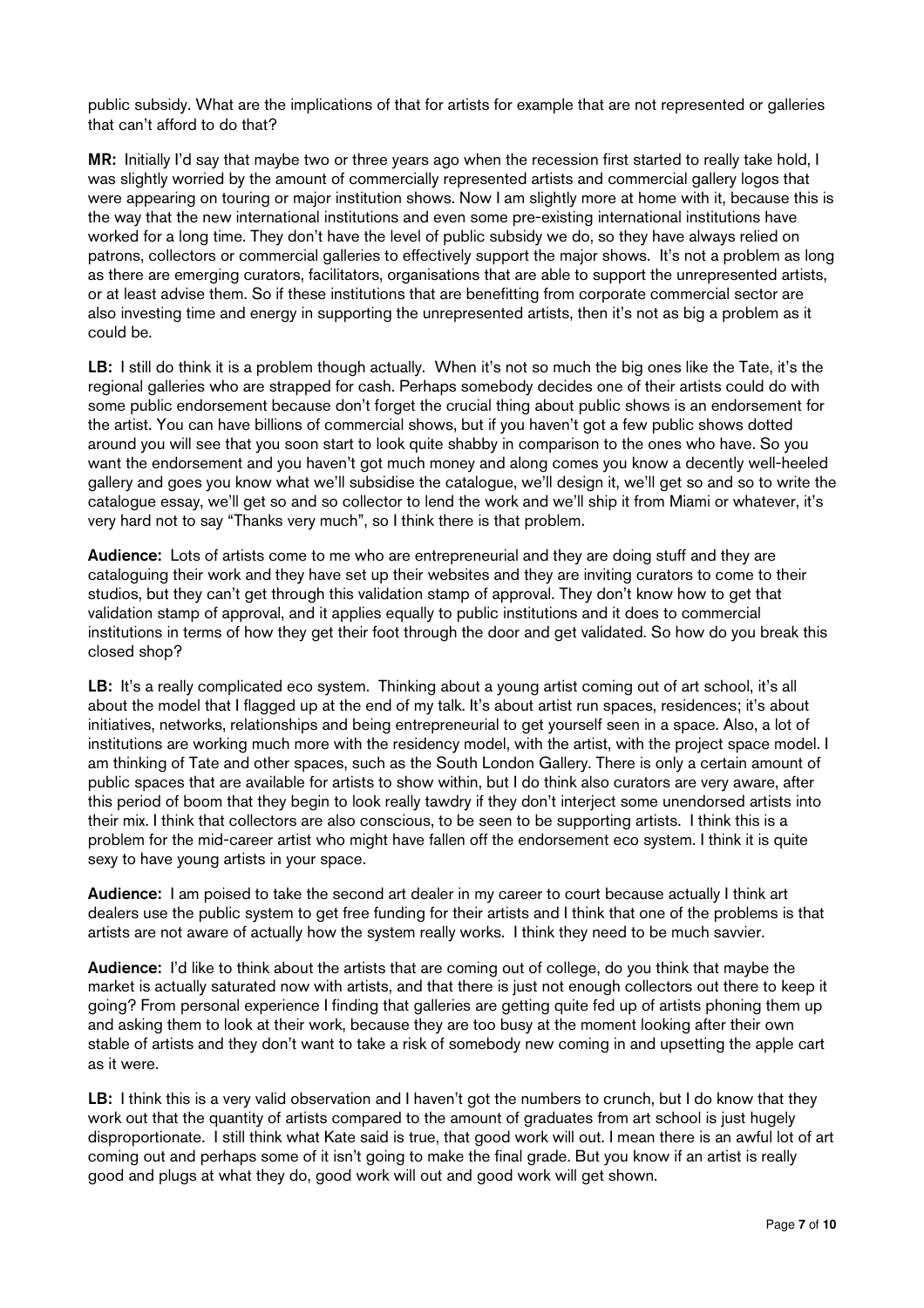public subsidy. What are the implications of that for artists for example that are not represented or galleries that can't afford to do that?

**MR:** Initially I'd say that maybe two or three years ago when the recession first started to really take hold, I was slightly worried by the amount of commercially represented artists and commercial gallery logos that were appearing on touring or major institution shows. Now I am slightly more at home with it, because this is the way that the new international institutions and even some pre-existing international institutions have worked for a long time. They don't have the level of public subsidy we do, so they have always relied on patrons, collectors or commercial galleries to effectively support the major shows. It's not a problem as long as there are emerging curators, facilitators, organisations that are able to support the unrepresented artists, or at least advise them. So if these institutions that are benefitting from corporate commercial sector are also investing time and energy in supporting the unrepresented artists, then it's not as big a problem as it could be.

**LB:** I still do think it is a problem though actually. When it's not so much the big ones like the Tate, it's the regional galleries who are strapped for cash. Perhaps somebody decides one of their artists could do with some public endorsement because don't forget the crucial thing about public shows is an endorsement for the artist. You can have billions of commercial shows, but if you haven't got a few public shows dotted around you will see that you soon start to look quite shabby in comparison to the ones who have. So you want the endorsement and you haven't got much money and along comes you know a decently well-heeled gallery and goes you know what we'll subsidise the catalogue, we'll design it, we'll get so and so to write the catalogue essay, we'll get so and so collector to lend the work and we'll ship it from Miami or whatever, it's very hard not to say "Thanks very much", so I think there is that problem.

**Audience:** Lots of artists come to me who are entrepreneurial and they are doing stuff and they are cataloguing their work and they have set up their websites and they are inviting curators to come to their studios, but they can't get through this validation stamp of approval. They don't know how to get that validation stamp of approval, and it applies equally to public institutions and it does to commercial institutions in terms of how they get their foot through the door and get validated. So how do you break this closed shop?

**LB:** It's a really complicated eco system. Thinking about a young artist coming out of art school, it's all about the model that I flagged up at the end of my talk. It's about artist run spaces, residences; it's about initiatives, networks, relationships and being entrepreneurial to get yourself seen in a space. Also, a lot of institutions are working much more with the residency model, with the artist, with the project space model. I am thinking of Tate and other spaces, such as the South London Gallery. There is only a certain amount of public spaces that are available for artists to show within, but I do think also curators are very aware, after this period of boom that they begin to look really tawdry if they don't interject some unendorsed artists into their mix. I think that collectors are also conscious, to be seen to be supporting artists. I think this is a problem for the mid-career artist who might have fallen off the endorsement eco system. I think it is quite sexy to have young artists in your space.

**Audience:** I am poised to take the second art dealer in my career to court because actually I think art dealers use the public system to get free funding for their artists and I think that one of the problems is that artists are not aware of actually how the system really works. I think they need to be much savvier.

**Audience:** I'd like to think about the artists that are coming out of college, do you think that maybe the market is actually saturated now with artists, and that there is just not enough collectors out there to keep it going? From personal experience I finding that galleries are getting quite fed up of artists phoning them up and asking them to look at their work, because they are too busy at the moment looking after their own stable of artists and they don't want to take a risk of somebody new coming in and upsetting the apple cart as it were.

**LB:** I think this is a very valid observation and I haven't got the numbers to crunch, but I do know that they work out that the quantity of artists compared to the amount of graduates from art school is just hugely disproportionate. I still think what Kate said is true, that good work will out. I mean there is an awful lot of art coming out and perhaps some of it isn't going to make the final grade. But you know if an artist is really good and plugs at what they do, good work will out and good work will get shown.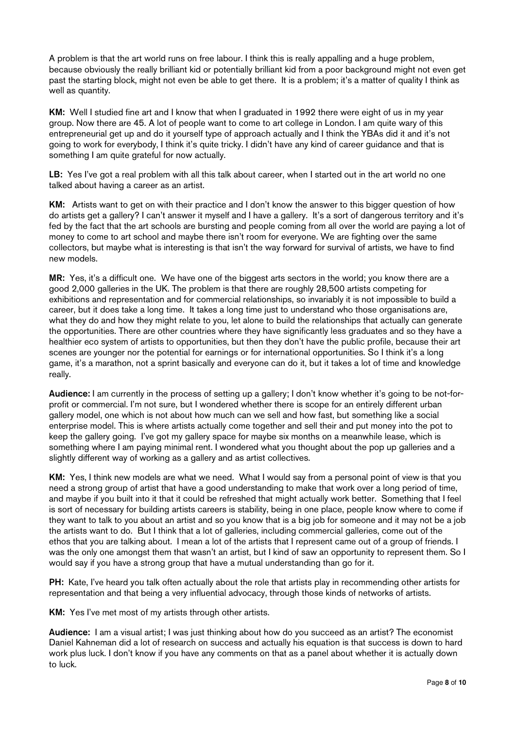A problem is that the art world runs on free labour. I think this is really appalling and a huge problem, because obviously the really brilliant kid or potentially brilliant kid from a poor background might not even get past the starting block, might not even be able to get there.  It is a problem; it's a matter of quality I think as well as quantity.

**KM:** Well I studied fine art and I know that when I graduated in 1992 there were eight of us in my year group. Now there are 45. A lot of people want to come to art college in London. I am quite wary of this entrepreneurial get up and do it yourself type of approach actually and I think the YBAs did it and it's not going to work for everybody, I think it's quite tricky. I didn't have any kind of career guidance and that is something I am quite grateful for now actually.

**LB:** Yes I've got a real problem with all this talk about career, when I started out in the art world no one talked about having a career as an artist.

**KM:** Artists want to get on with their practice and I don't know the answer to this bigger question of how do artists get a gallery? I can't answer it myself and I have a gallery.  It's a sort of dangerous territory and it's fed by the fact that the art schools are bursting and people coming from all over the world are paying a lot of money to come to art school and maybe there isn't room for everyone. We are fighting over the same collectors, but maybe what is interesting is that isn't the way forward for survival of artists, we have to find new models.

**MR:** Yes, it's a difficult one.  We have one of the biggest arts sectors in the world; you know there are a good 2,000 galleries in the UK. The problem is that there are roughly 28,500 artists competing for exhibitions and representation and for commercial relationships, so invariably it is not impossible to build a career, but it does take a long time.  It takes a long time just to understand who those organisations are, what they do and how they might relate to you, let alone to build the relationships that actually can generate the opportunities. There are other countries where they have significantly less graduates and so they have a healthier eco system of artists to opportunities, but then they don't have the public profile, because their art scenes are younger nor the potential for earnings or for international opportunities. So I think it's a long game, it's a marathon, not a sprint basically and everyone can do it, but it takes a lot of time and knowledge really.

**Audience:** I am currently in the process of setting up a gallery; I don't know whether it's going to be not-for-profit or commercial. I'm not sure, but I wondered whether there is scope for an entirely different urban gallery model, one which is not about how much can we sell and how fast, but something like a social enterprise model. This is where artists actually come together and sell their and put money into the pot to keep the gallery going.  I've got my gallery space for maybe six months on a meanwhile lease, which is something where I am paying minimal rent. I wondered what you thought about the pop up galleries and a slightly different way of working as a gallery and as artist collectives.

**KM:** Yes, I think new models are what we need.  What I would say from a personal point of view is that you need a strong group of artist that have a good understanding to make that work over a long period of time, and maybe if you built into it that it could be refreshed that might actually work better.  Something that I feel is sort of necessary for building artists careers is stability, being in one place, people know where to come if they want to talk to you about an artist and so you know that is a big job for someone and it may not be a job the artists want to do.  But I think that a lot of galleries, including commercial galleries, come out of the ethos that you are talking about.  I mean a lot of the artists that I represent came out of a group of friends. I was the only one amongst them that wasn't an artist, but I kind of saw an opportunity to represent them. So I would say if you have a strong group that have a mutual understanding than go for it.

**PH:** Kate, I've heard you talk often actually about the role that artists play in recommending other artists for representation and that being a very influential advocacy, through those kinds of networks of artists.

**KM:** Yes I've met most of my artists through other artists.

**Audience:** I am a visual artist; I was just thinking about how do you succeed as an artist? The economist Daniel Kahneman did a lot of research on success and actually his equation is that success is down to hard work plus luck. I don't know if you have any comments on that as a panel about whether it is actually down to luck.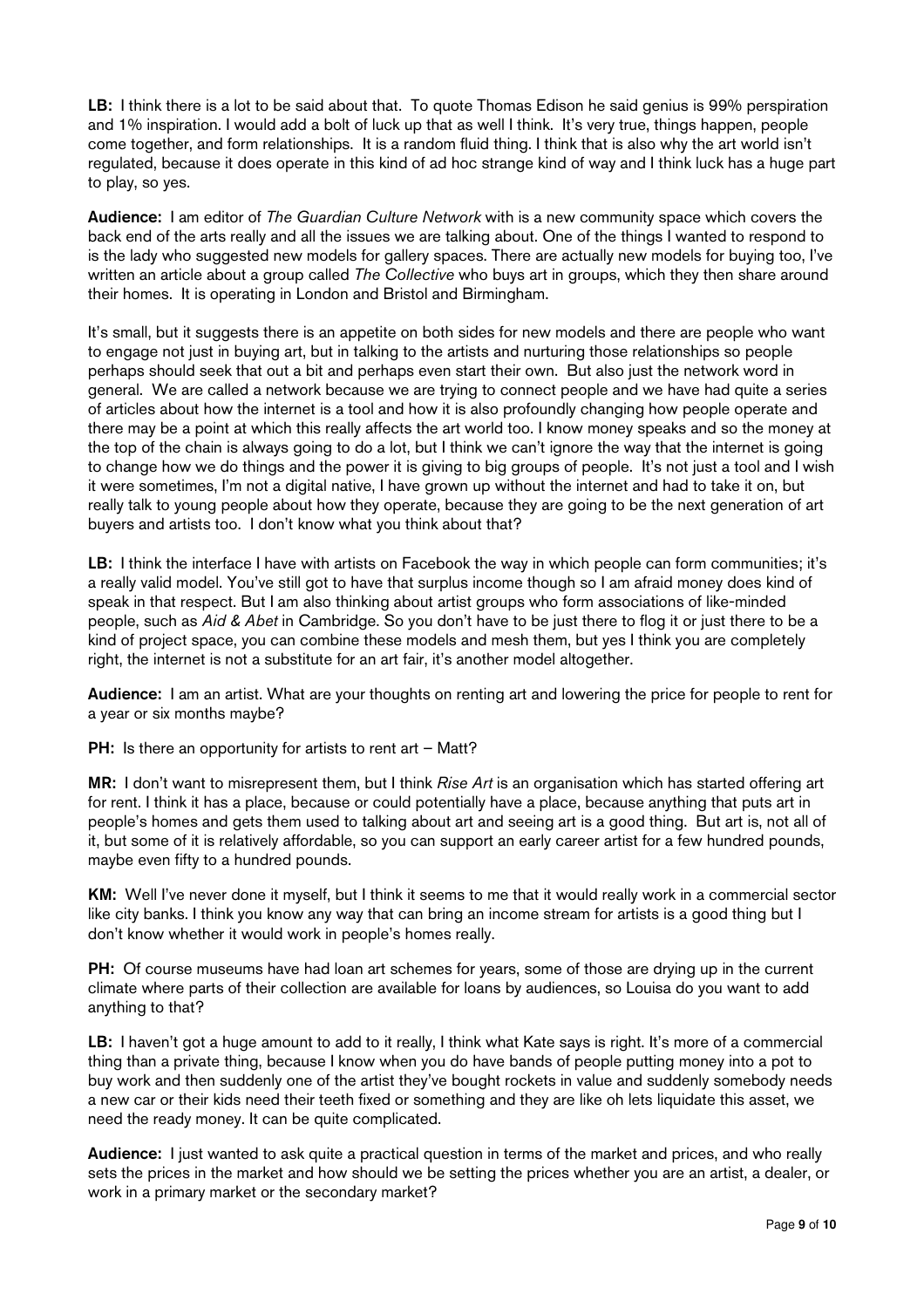**LB:** I think there is a lot to be said about that. To quote Thomas Edison he said genius is 99% perspiration and 1% inspiration. I would add a bolt of luck up that as well I think. It's very true, things happen, people come together, and form relationships. It is a random fluid thing. I think that is also why the art world isn't regulated, because it does operate in this kind of ad hoc strange kind of way and I think luck has a huge part to play, so yes.

**Audience:** I am editor of *The Guardian Culture Network* with is a new community space which covers the back end of the arts really and all the issues we are talking about. One of the things I wanted to respond to is the lady who suggested new models for gallery spaces. There are actually new models for buying too, I've written an article about a group called *The Collective* who buys art in groups, which they then share around their homes. It is operating in London and Bristol and Birmingham.

It's small, but it suggests there is an appetite on both sides for new models and there are people who want to engage not just in buying art, but in talking to the artists and nurturing those relationships so people perhaps should seek that out a bit and perhaps even start their own. But also just the network word in general. We are called a network because we are trying to connect people and we have had quite a series of articles about how the internet is a tool and how it is also profoundly changing how people operate and there may be a point at which this really affects the art world too. I know money speaks and so the money at the top of the chain is always going to do a lot, but I think we can't ignore the way that the internet is going to change how we do things and the power it is giving to big groups of people. It's not just a tool and I wish it were sometimes, I'm not a digital native, I have grown up without the internet and had to take it on, but really talk to young people about how they operate, because they are going to be the next generation of art buyers and artists too. I don't know what you think about that?

**LB:** I think the interface I have with artists on Facebook the way in which people can form communities; it's a really valid model. You've still got to have that surplus income though so I am afraid money does kind of speak in that respect. But I am also thinking about artist groups who form associations of like-minded people, such as *Aid & Abet* in Cambridge. So you don't have to be just there to flog it or just there to be a kind of project space, you can combine these models and mesh them, but yes I think you are completely right, the internet is not a substitute for an art fair, it's another model altogether.

**Audience:** I am an artist. What are your thoughts on renting art and lowering the price for people to rent for a year or six months maybe?

**PH:** Is there an opportunity for artists to rent art – Matt?

**MR:** I don't want to misrepresent them, but I think *Rise Art* is an organisation which has started offering art for rent. I think it has a place, because or could potentially have a place, because anything that puts art in people's homes and gets them used to talking about art and seeing art is a good thing. But art is, not all of it, but some of it is relatively affordable, so you can support an early career artist for a few hundred pounds, maybe even fifty to a hundred pounds.

**KM:** Well I've never done it myself, but I think it seems to me that it would really work in a commercial sector like city banks. I think you know any way that can bring an income stream for artists is a good thing but I don't know whether it would work in people's homes really.

**PH:** Of course museums have had loan art schemes for years, some of those are drying up in the current climate where parts of their collection are available for loans by audiences, so Louisa do you want to add anything to that?

**LB:** I haven't got a huge amount to add to it really, I think what Kate says is right. It's more of a commercial thing than a private thing, because I know when you do have bands of people putting money into a pot to buy work and then suddenly one of the artist they've bought rockets in value and suddenly somebody needs a new car or their kids need their teeth fixed or something and they are like oh lets liquidate this asset, we need the ready money. It can be quite complicated.

**Audience:** I just wanted to ask quite a practical question in terms of the market and prices, and who really sets the prices in the market and how should we be setting the prices whether you are an artist, a dealer, or work in a primary market or the secondary market?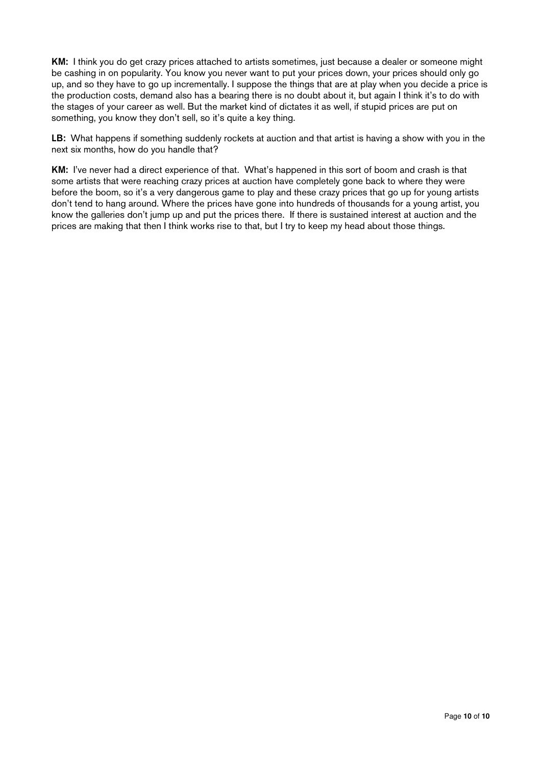**KM:** I think you do get crazy prices attached to artists sometimes, just because a dealer or someone might be cashing in on popularity. You know you never want to put your prices down, your prices should only go up, and so they have to go up incrementally. I suppose the things that are at play when you decide a price is the production costs, demand also has a bearing there is no doubt about it, but again I think it's to do with the stages of your career as well. But the market kind of dictates it as well, if stupid prices are put on something, you know they don't sell, so it's quite a key thing.

**LB:** What happens if something suddenly rockets at auction and that artist is having a show with you in the next six months, how do you handle that?

**KM:** I've never had a direct experience of that. What's happened in this sort of boom and crash is that some artists that were reaching crazy prices at auction have completely gone back to where they were before the boom, so it's a very dangerous game to play and these crazy prices that go up for young artists don't tend to hang around. Where the prices have gone into hundreds of thousands for a young artist, you know the galleries don't jump up and put the prices there. If there is sustained interest at auction and the prices are making that then I think works rise to that, but I try to keep my head about those things.